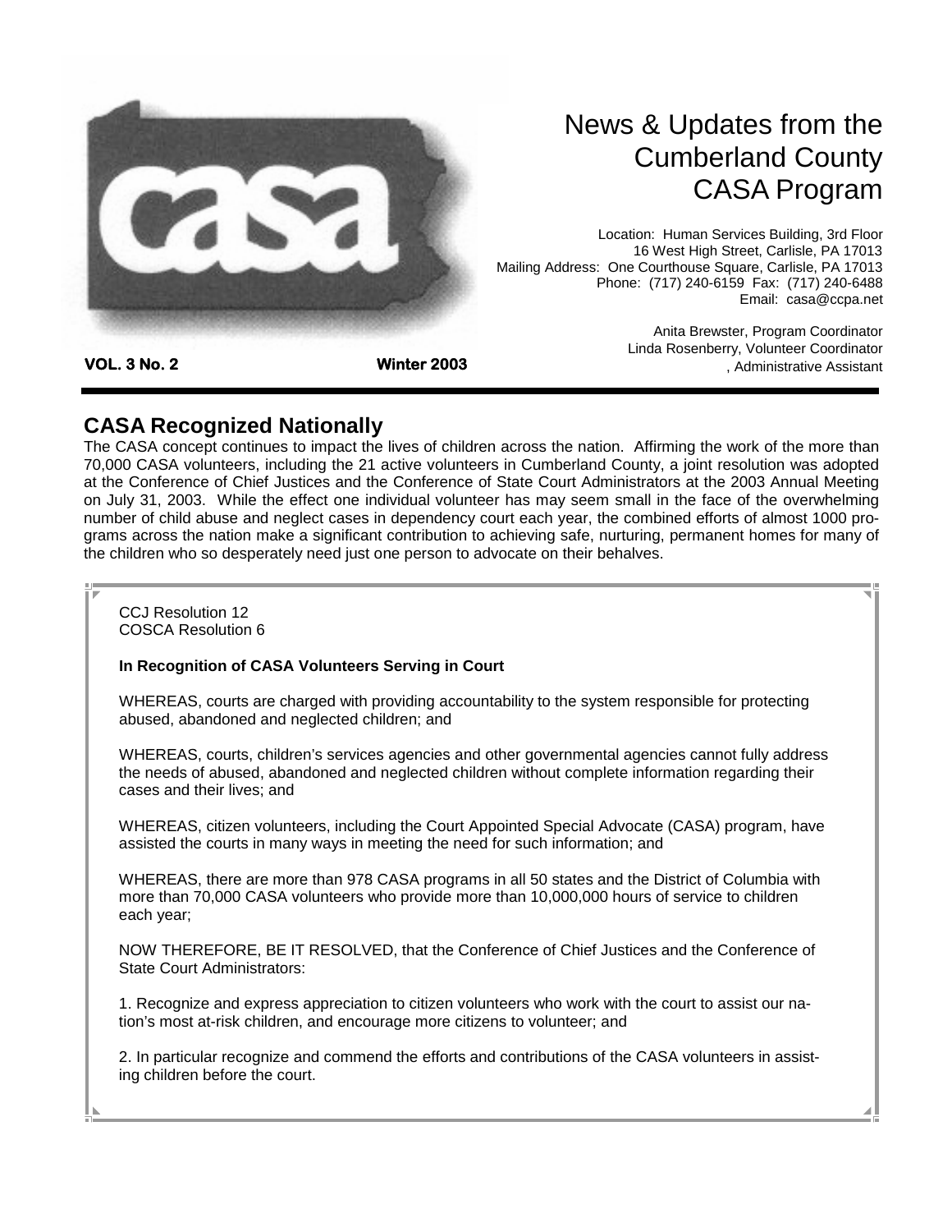# News & Updates from the Cumberland County CASA Program

Location: Human Services Building, 3rd Floor
16 West High Street, Carlisle, PA 17013
Mailing Address: One Courthouse Square, Carlisle, PA 17013
Phone: (717) 240-6159 Fax: (717) 240-6488
Email: casa@ccpa.net

Anita Brewster, Program Coordinator
Linda Rosenberry, Volunteer Coordinator
, Administrative Assistant

**VOL. 3 No. 2** **Winter 2003**

## CASA Recognized Nationally

The CASA concept continues to impact the lives of children across the nation. Affirming the work of the more than 70,000 CASA volunteers, including the 21 active volunteers in Cumberland County, a joint resolution was adopted at the Conference of Chief Justices and the Conference of State Court Administrators at the 2003 Annual Meeting on July 31, 2003. While the effect one individual volunteer has may seem small in the face of the overwhelming number of child abuse and neglect cases in dependency court each year, the combined efforts of almost 1000 programs across the nation make a significant contribution to achieving safe, nurturing, permanent homes for many of the children who so desperately need just one person to advocate on their behalves.

CCJ Resolution 12
COSCA Resolution 6

**In Recognition of CASA Volunteers Serving in Court**

WHEREAS, courts are charged with providing accountability to the system responsible for protecting abused, abandoned and neglected children; and

WHEREAS, courts, children's services agencies and other governmental agencies cannot fully address the needs of abused, abandoned and neglected children without complete information regarding their cases and their lives; and

WHEREAS, citizen volunteers, including the Court Appointed Special Advocate (CASA) program, have assisted the courts in many ways in meeting the need for such information; and

WHEREAS, there are more than 978 CASA programs in all 50 states and the District of Columbia with more than 70,000 CASA volunteers who provide more than 10,000,000 hours of service to children each year;

NOW THEREFORE, BE IT RESOLVED, that the Conference of Chief Justices and the Conference of State Court Administrators:

1. Recognize and express appreciation to citizen volunteers who work with the court to assist our nation's most at-risk children, and encourage more citizens to volunteer; and

2. In particular recognize and commend the efforts and contributions of the CASA volunteers in assisting children before the court.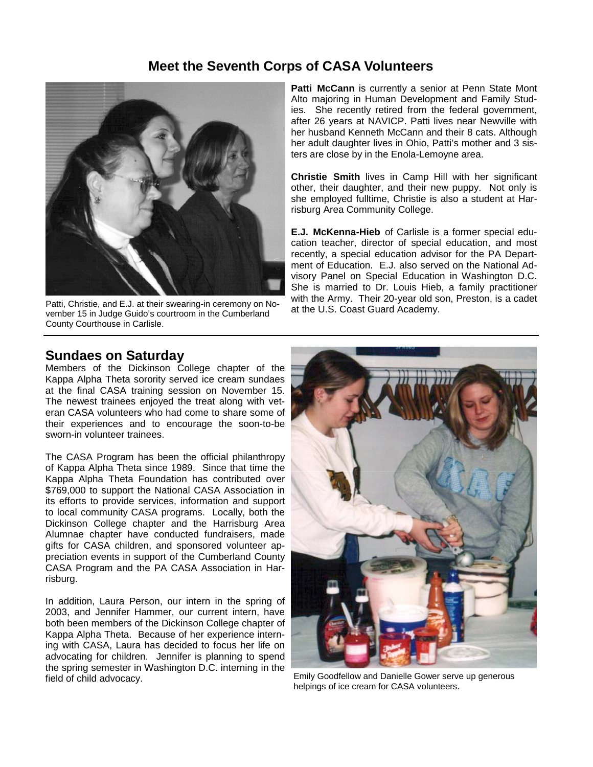## Meet the Seventh Corps of CASA Volunteers

Patti, Christie, and E.J. at their swearing-in ceremony on November 15 in Judge Guido's courtroom in the Cumberland County Courthouse in Carlisle.

**Patti McCann** is currently a senior at Penn State Mont Alto majoring in Human Development and Family Studies. She recently retired from the federal government, after 26 years at NAVICP. Patti lives near Newville with her husband Kenneth McCann and their 8 cats. Although her adult daughter lives in Ohio, Patti's mother and 3 sisters are close by in the Enola-Lemoyne area.

**Christie Smith** lives in Camp Hill with her significant other, their daughter, and their new puppy. Not only is she employed fulltime, Christie is also a student at Harrisburg Area Community College.

**E.J. McKenna-Hieb** of Carlisle is a former special education teacher, director of special education, and most recently, a special education advisor for the PA Department of Education. E.J. also served on the National Advisory Panel on Special Education in Washington D.C. She is married to Dr. Louis Hieb, a family practitioner with the Army. Their 20-year old son, Preston, is a cadet at the U.S. Coast Guard Academy.

## Sundaes on Saturday

Members of the Dickinson College chapter of the Kappa Alpha Theta sorority served ice cream sundaes at the final CASA training session on November 15. The newest trainees enjoyed the treat along with veteran CASA volunteers who had come to share some of their experiences and to encourage the soon-to-be sworn-in volunteer trainees.

The CASA Program has been the official philanthropy of Kappa Alpha Theta since 1989. Since that time the Kappa Alpha Theta Foundation has contributed over $769,000 to support the National CASA Association in its efforts to provide services, information and support to local community CASA programs. Locally, both the Dickinson College chapter and the Harrisburg Area Alumnae chapter have conducted fundraisers, made gifts for CASA children, and sponsored volunteer appreciation events in support of the Cumberland County CASA Program and the PA CASA Association in Harrisburg.

In addition, Laura Person, our intern in the spring of 2003, and Jennifer Hammer, our current intern, have both been members of the Dickinson College chapter of Kappa Alpha Theta. Because of her experience interning with CASA, Laura has decided to focus her life on advocating for children. Jennifer is planning to spend the spring semester in Washington D.C. interning in the field of child advocacy.

Emily Goodfellow and Danielle Gower serve up generous helpings of ice cream for CASA volunteers.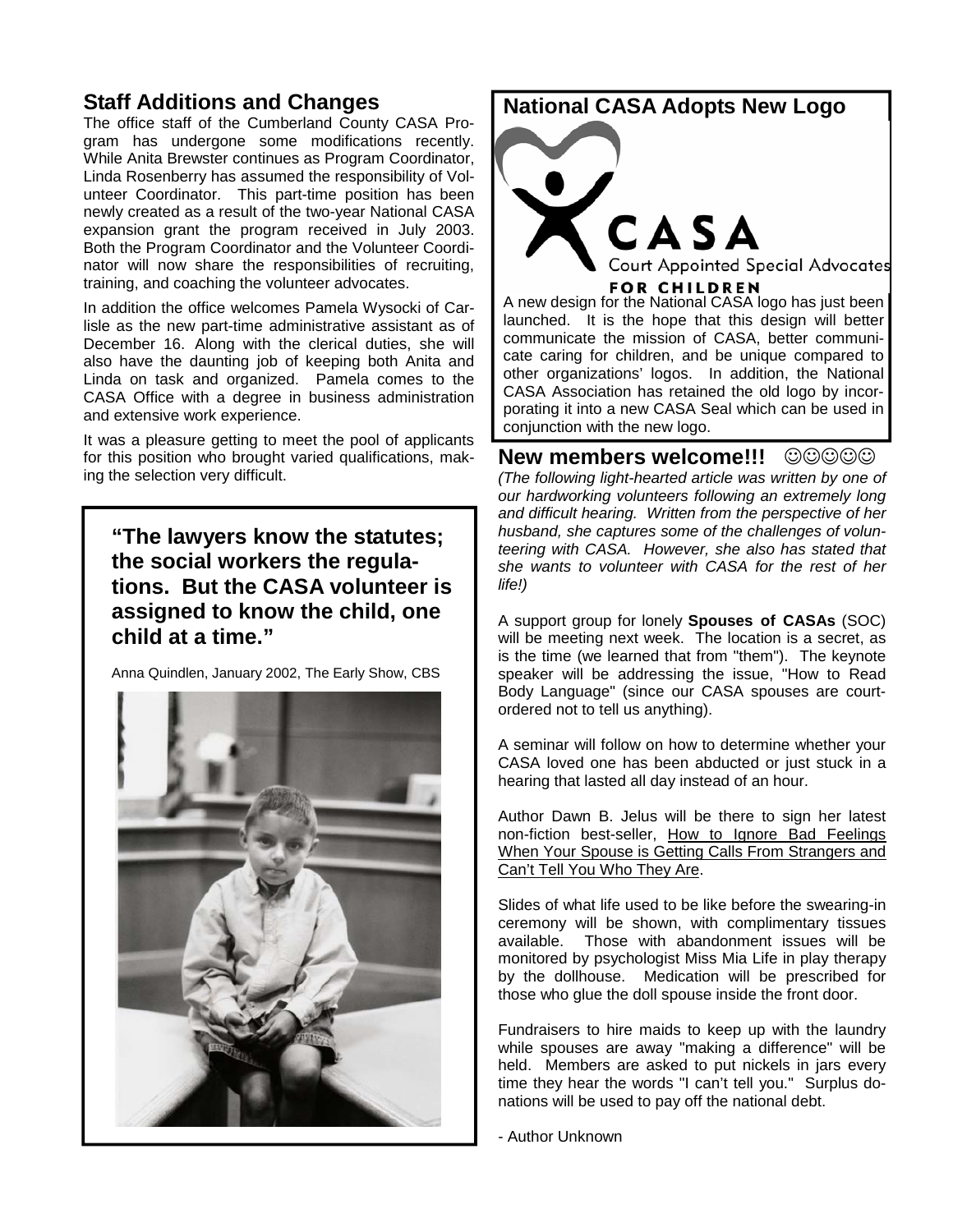## Staff Additions and Changes

The office staff of the Cumberland County CASA Program has undergone some modifications recently. While Anita Brewster continues as Program Coordinator, Linda Rosenberry has assumed the responsibility of Volunteer Coordinator. This part-time position has been newly created as a result of the two-year National CASA expansion grant the program received in July 2003. Both the Program Coordinator and the Volunteer Coordinator will now share the responsibilities of recruiting, training, and coaching the volunteer advocates.

In addition the office welcomes Pamela Wysocki of Carlisle as the new part-time administrative assistant as of December 16. Along with the clerical duties, she will also have the daunting job of keeping both Anita and Linda on task and organized. Pamela comes to the CASA Office with a degree in business administration and extensive work experience.

It was a pleasure getting to meet the pool of applicants for this position who brought varied qualifications, making the selection very difficult.

**"The lawyers know the statutes; the social workers the regulations. But the CASA volunteer is assigned to know the child, one child at a time."**

Anna Quindlen, January 2002, The Early Show, CBS

## National CASA Adopts New Logo

CASA
Court Appointed Special Advocates
FOR CHILDREN

A new design for the National CASA logo has just been launched. It is the hope that this design will better communicate the mission of CASA, better communicate caring for children, and be unique compared to other organizations' logos. In addition, the National CASA Association has retained the old logo by incorporating it into a new CASA Seal which can be used in conjunction with the new logo.

## New members welcome!!! ☺☺☺☺☺

*(The following light-hearted article was written by one of our hardworking volunteers following an extremely long and difficult hearing. Written from the perspective of her husband, she captures some of the challenges of volunteering with CASA. However, she also has stated that she wants to volunteer with CASA for the rest of her life!)*

A support group for lonely **Spouses of CASAs** (SOC) will be meeting next week. The location is a secret, as is the time (we learned that from "them"). The keynote speaker will be addressing the issue, "How to Read Body Language" (since our CASA spouses are court-ordered not to tell us anything).

A seminar will follow on how to determine whether your CASA loved one has been abducted or just stuck in a hearing that lasted all day instead of an hour.

Author Dawn B. Jelus will be there to sign her latest non-fiction best-seller, How to Ignore Bad Feelings When Your Spouse is Getting Calls From Strangers and Can't Tell You Who They Are.

Slides of what life used to be like before the swearing-in ceremony will be shown, with complimentary tissues available. Those with abandonment issues will be monitored by psychologist Miss Mia Life in play therapy by the dollhouse. Medication will be prescribed for those who glue the doll spouse inside the front door.

Fundraisers to hire maids to keep up with the laundry while spouses are away "making a difference" will be held. Members are asked to put nickels in jars every time they hear the words "I can't tell you." Surplus donations will be used to pay off the national debt.

- Author Unknown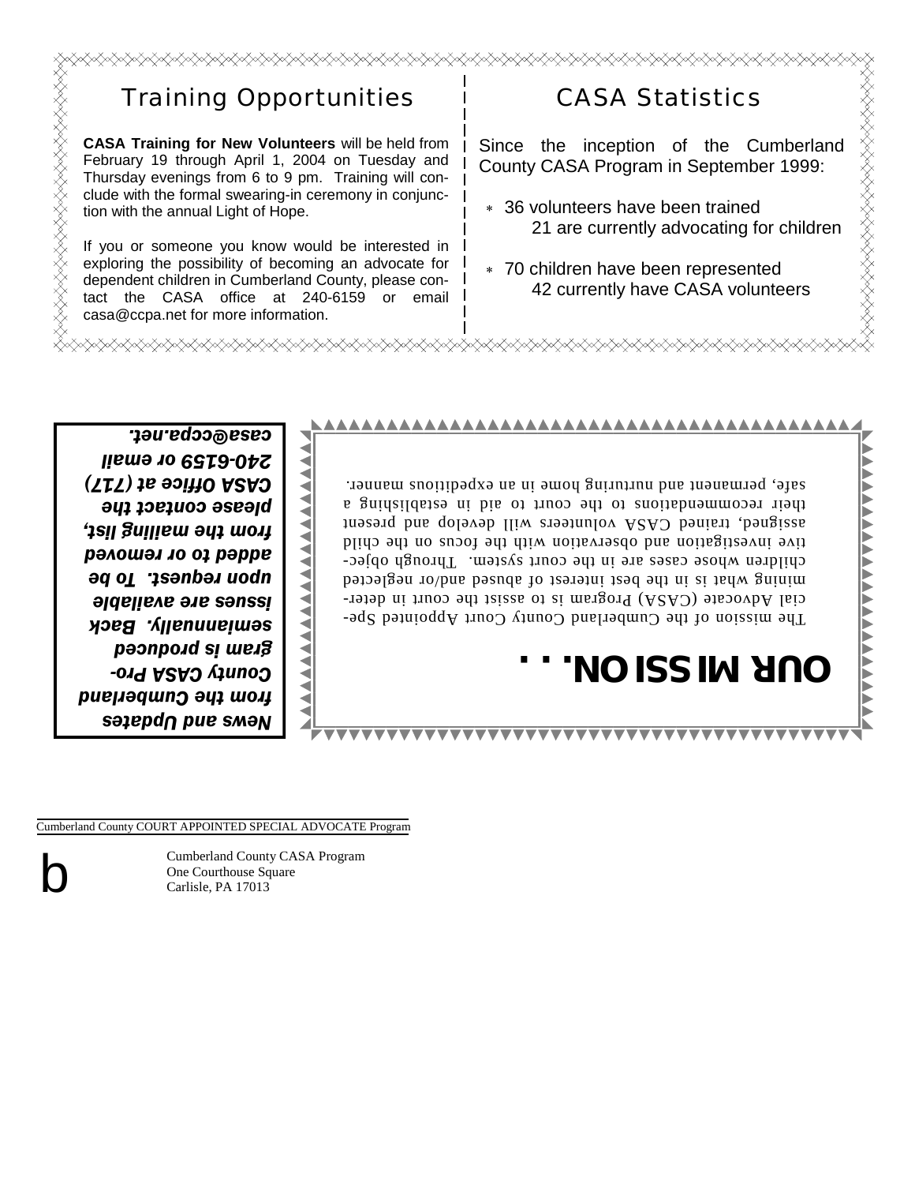## Training Opportunities

**CASA Training for New Volunteers** will be held from February 19 through April 1, 2004 on Tuesday and Thursday evenings from 6 to 9 pm. Training will conclude with the formal swearing-in ceremony in conjunction with the annual Light of Hope.

If you or someone you know would be interested in exploring the possibility of becoming an advocate for dependent children in Cumberland County, please contact the CASA office at 240-6159 or email casa@ccpa.net for more information.

## CASA Statistics

Since the inception of the Cumberland County CASA Program in September 1999:

- 36 volunteers have been trained
  21 are currently advocating for children
- 70 children have been represented
  42 currently have CASA volunteers

## OUR MISSION. . .

The mission of the Cumberland County Court Appointed Special Advocate (CASA) Program is to assist the court in determining what is in the best interest of abused and/or neglected children whose cases are in the court system. Through objective investigation and observation with the focus on the child assigned, trained CASA volunteers will develop and present their recommendations to the court to aid in establishing a safe, permanent and nurturing home in an expeditious manner.

***News and Updates from the Cumberland County CASA Program is produced semiannually. Back issues are available upon request. To be added to or removed from the mailing list, please contact the CASA Office at (717) 240-6159 or email casa@ccpa.net.***

Cumberland County COURT APPOINTED SPECIAL ADVOCATE Program

b

Cumberland County CASA Program
One Courthouse Square
Carlisle, PA 17013